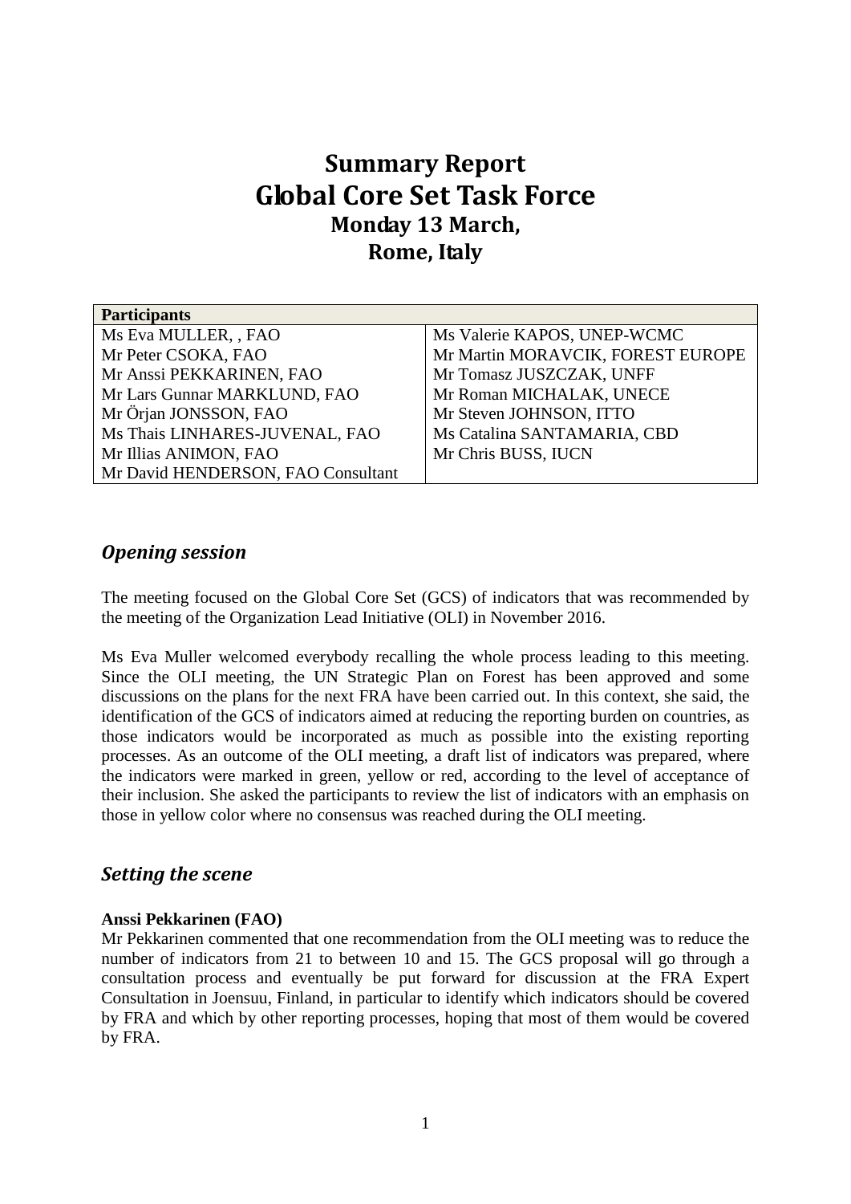# Summary Report
# Global Core Set Task Force
## Monday 13 March,
## Rome, Italy

| Participants | |
|---|---|
| Ms Eva MULLER, , FAO | Ms Valerie KAPOS, UNEP-WCMC |
| Mr Peter CSOKA, FAO | Mr Martin MORAVCIK, FOREST EUROPE |
| Mr Anssi PEKKARINEN, FAO | Mr Tomasz JUSZCZAK, UNFF |
| Mr Lars Gunnar MARKLUND, FAO | Mr Roman MICHALAK, UNECE |
| Mr Örjan JONSSON, FAO | Mr Steven JOHNSON, ITTO |
| Ms Thais LINHARES-JUVENAL, FAO | Ms Catalina SANTAMARIA, CBD |
| Mr Illias ANIMON, FAO | Mr Chris BUSS, IUCN |
| Mr David HENDERSON, FAO Consultant | |

## *Opening session*

The meeting focused on the Global Core Set (GCS) of indicators that was recommended by the meeting of the Organization Lead Initiative (OLI) in November 2016.

Ms Eva Muller welcomed everybody recalling the whole process leading to this meeting. Since the OLI meeting, the UN Strategic Plan on Forest has been approved and some discussions on the plans for the next FRA have been carried out. In this context, she said, the identification of the GCS of indicators aimed at reducing the reporting burden on countries, as those indicators would be incorporated as much as possible into the existing reporting processes. As an outcome of the OLI meeting, a draft list of indicators was prepared, where the indicators were marked in green, yellow or red, according to the level of acceptance of their inclusion. She asked the participants to review the list of indicators with an emphasis on those in yellow color where no consensus was reached during the OLI meeting.

## *Setting the scene*

**Anssi Pekkarinen (FAO)**

Mr Pekkarinen commented that one recommendation from the OLI meeting was to reduce the number of indicators from 21 to between 10 and 15. The GCS proposal will go through a consultation process and eventually be put forward for discussion at the FRA Expert Consultation in Joensuu, Finland, in particular to identify which indicators should be covered by FRA and which by other reporting processes, hoping that most of them would be covered by FRA.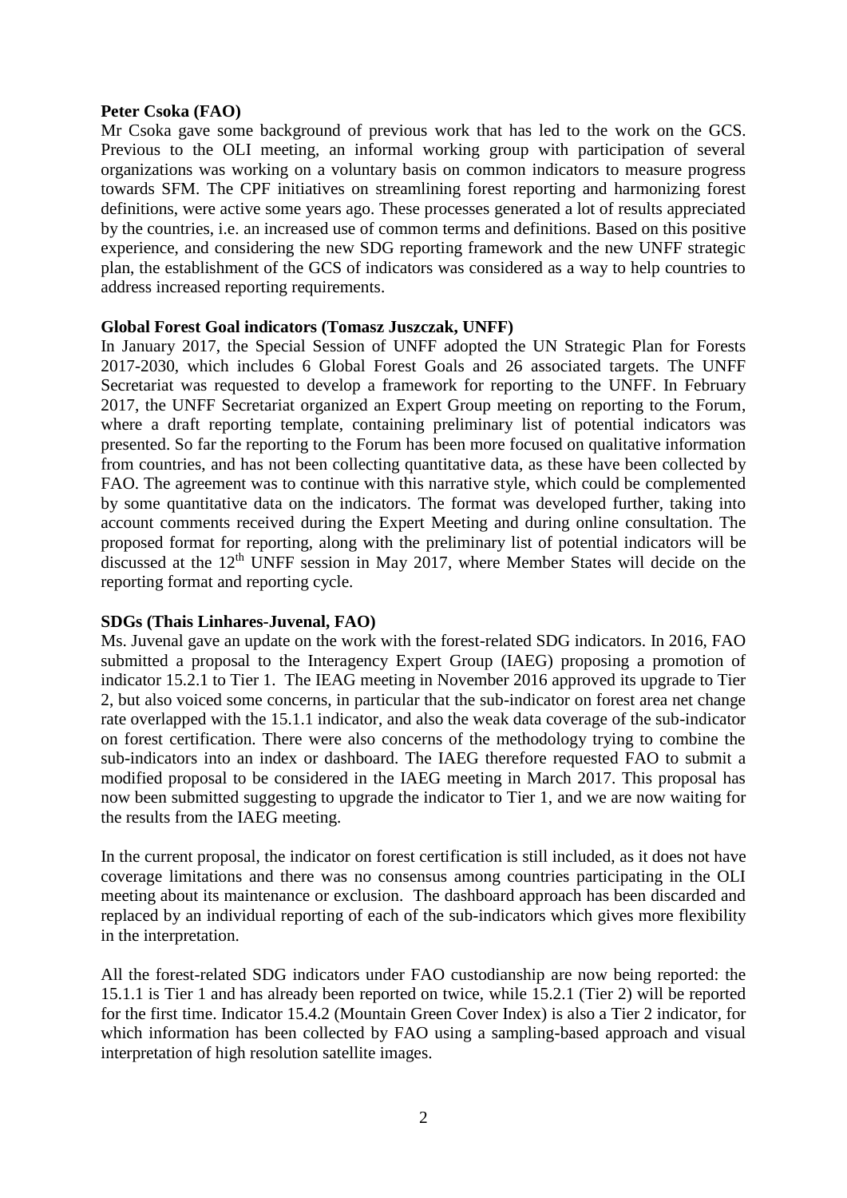**Peter Csoka (FAO)**

Mr Csoka gave some background of previous work that has led to the work on the GCS. Previous to the OLI meeting, an informal working group with participation of several organizations was working on a voluntary basis on common indicators to measure progress towards SFM. The CPF initiatives on streamlining forest reporting and harmonizing forest definitions, were active some years ago. These processes generated a lot of results appreciated by the countries, i.e. an increased use of common terms and definitions. Based on this positive experience, and considering the new SDG reporting framework and the new UNFF strategic plan, the establishment of the GCS of indicators was considered as a way to help countries to address increased reporting requirements.

**Global Forest Goal indicators (Tomasz Juszczak, UNFF)**

In January 2017, the Special Session of UNFF adopted the UN Strategic Plan for Forests 2017-2030, which includes 6 Global Forest Goals and 26 associated targets. The UNFF Secretariat was requested to develop a framework for reporting to the UNFF. In February 2017, the UNFF Secretariat organized an Expert Group meeting on reporting to the Forum, where a draft reporting template, containing preliminary list of potential indicators was presented. So far the reporting to the Forum has been more focused on qualitative information from countries, and has not been collecting quantitative data, as these have been collected by FAO. The agreement was to continue with this narrative style, which could be complemented by some quantitative data on the indicators. The format was developed further, taking into account comments received during the Expert Meeting and during online consultation. The proposed format for reporting, along with the preliminary list of potential indicators will be discussed at the 12th UNFF session in May 2017, where Member States will decide on the reporting format and reporting cycle.

**SDGs (Thais Linhares-Juvenal, FAO)**

Ms. Juvenal gave an update on the work with the forest-related SDG indicators. In 2016, FAO submitted a proposal to the Interagency Expert Group (IAEG) proposing a promotion of indicator 15.2.1 to Tier 1. The IEAG meeting in November 2016 approved its upgrade to Tier 2, but also voiced some concerns, in particular that the sub-indicator on forest area net change rate overlapped with the 15.1.1 indicator, and also the weak data coverage of the sub-indicator on forest certification. There were also concerns of the methodology trying to combine the sub-indicators into an index or dashboard. The IAEG therefore requested FAO to submit a modified proposal to be considered in the IAEG meeting in March 2017. This proposal has now been submitted suggesting to upgrade the indicator to Tier 1, and we are now waiting for the results from the IAEG meeting.

In the current proposal, the indicator on forest certification is still included, as it does not have coverage limitations and there was no consensus among countries participating in the OLI meeting about its maintenance or exclusion. The dashboard approach has been discarded and replaced by an individual reporting of each of the sub-indicators which gives more flexibility in the interpretation.

All the forest-related SDG indicators under FAO custodianship are now being reported: the 15.1.1 is Tier 1 and has already been reported on twice, while 15.2.1 (Tier 2) will be reported for the first time. Indicator 15.4.2 (Mountain Green Cover Index) is also a Tier 2 indicator, for which information has been collected by FAO using a sampling-based approach and visual interpretation of high resolution satellite images.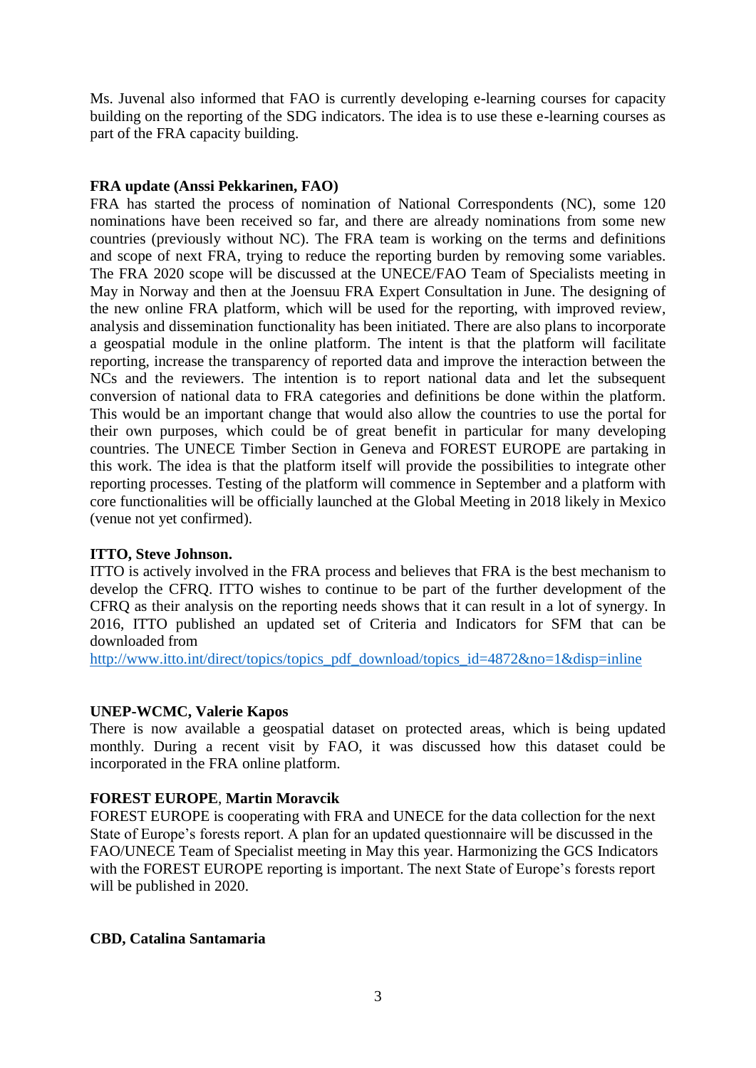Ms. Juvenal also informed that FAO is currently developing e-learning courses for capacity building on the reporting of the SDG indicators. The idea is to use these e-learning courses as part of the FRA capacity building.

**FRA update (Anssi Pekkarinen, FAO)**

FRA has started the process of nomination of National Correspondents (NC), some 120 nominations have been received so far, and there are already nominations from some new countries (previously without NC). The FRA team is working on the terms and definitions and scope of next FRA, trying to reduce the reporting burden by removing some variables. The FRA 2020 scope will be discussed at the UNECE/FAO Team of Specialists meeting in May in Norway and then at the Joensuu FRA Expert Consultation in June. The designing of the new online FRA platform, which will be used for the reporting, with improved review, analysis and dissemination functionality has been initiated. There are also plans to incorporate a geospatial module in the online platform. The intent is that the platform will facilitate reporting, increase the transparency of reported data and improve the interaction between the NCs and the reviewers. The intention is to report national data and let the subsequent conversion of national data to FRA categories and definitions be done within the platform. This would be an important change that would also allow the countries to use the portal for their own purposes, which could be of great benefit in particular for many developing countries. The UNECE Timber Section in Geneva and FOREST EUROPE are partaking in this work. The idea is that the platform itself will provide the possibilities to integrate other reporting processes. Testing of the platform will commence in September and a platform with core functionalities will be officially launched at the Global Meeting in 2018 likely in Mexico (venue not yet confirmed).

**ITTO, Steve Johnson.**

ITTO is actively involved in the FRA process and believes that FRA is the best mechanism to develop the CFRQ. ITTO wishes to continue to be part of the further development of the CFRQ as their analysis on the reporting needs shows that it can result in a lot of synergy. In 2016, ITTO published an updated set of Criteria and Indicators for SFM that can be downloaded from
http://www.itto.int/direct/topics/topics_pdf_download/topics_id=4872&no=1&disp=inline

**UNEP-WCMC, Valerie Kapos**

There is now available a geospatial dataset on protected areas, which is being updated monthly. During a recent visit by FAO, it was discussed how this dataset could be incorporated in the FRA online platform.

**FOREST EUROPE**, **Martin Moravcik**

FOREST EUROPE is cooperating with FRA and UNECE for the data collection for the next State of Europe's forests report. A plan for an updated questionnaire will be discussed in the FAO/UNECE Team of Specialist meeting in May this year. Harmonizing the GCS Indicators with the FOREST EUROPE reporting is important. The next State of Europe's forests report will be published in 2020.

**CBD, Catalina Santamaria**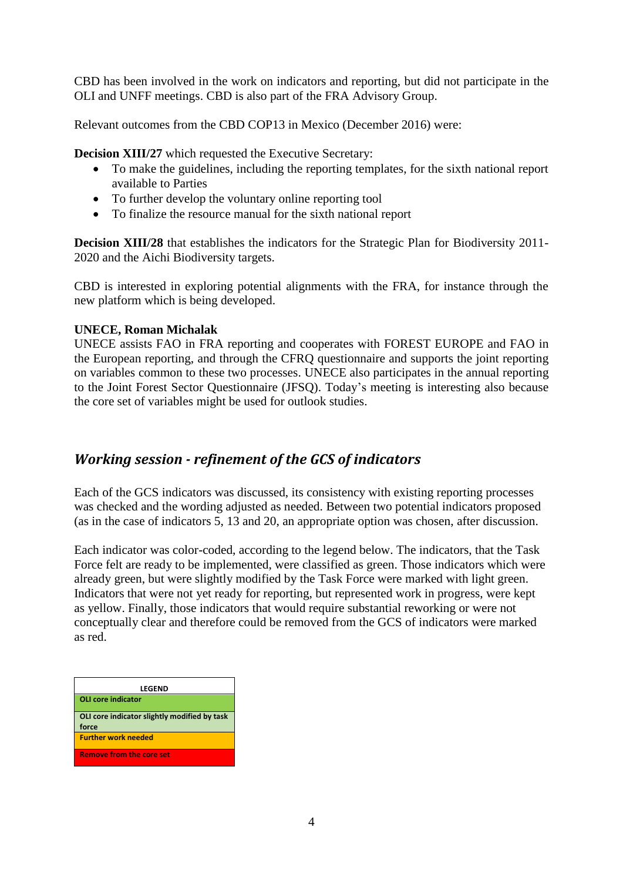CBD has been involved in the work on indicators and reporting, but did not participate in the OLI and UNFF meetings. CBD is also part of the FRA Advisory Group.

Relevant outcomes from the CBD COP13 in Mexico (December 2016) were:

**Decision XIII/27** which requested the Executive Secretary:

- To make the guidelines, including the reporting templates, for the sixth national report available to Parties
- To further develop the voluntary online reporting tool
- To finalize the resource manual for the sixth national report

**Decision XIII/28** that establishes the indicators for the Strategic Plan for Biodiversity 2011-2020 and the Aichi Biodiversity targets.

CBD is interested in exploring potential alignments with the FRA, for instance through the new platform which is being developed.

**UNECE, Roman Michalak**
UNECE assists FAO in FRA reporting and cooperates with FOREST EUROPE and FAO in the European reporting, and through the CFRQ questionnaire and supports the joint reporting on variables common to these two processes. UNECE also participates in the annual reporting to the Joint Forest Sector Questionnaire (JFSQ). Today's meeting is interesting also because the core set of variables might be used for outlook studies.

## *Working session - refinement of the GCS of indicators*

Each of the GCS indicators was discussed, its consistency with existing reporting processes was checked and the wording adjusted as needed. Between two potential indicators proposed (as in the case of indicators 5, 13 and 20, an appropriate option was chosen, after discussion.

Each indicator was color-coded, according to the legend below. The indicators, that the Task Force felt are ready to be implemented, were classified as green. Those indicators which were already green, but were slightly modified by the Task Force were marked with light green. Indicators that were not yet ready for reporting, but represented work in progress, were kept as yellow. Finally, those indicators that would require substantial reworking or were not conceptually clear and therefore could be removed from the GCS of indicators were marked as red.

| LEGEND |
| --- |
| OLI core indicator |
| OLI core indicator slightly modified by task force |
| Further work needed |
| Remove from the core set |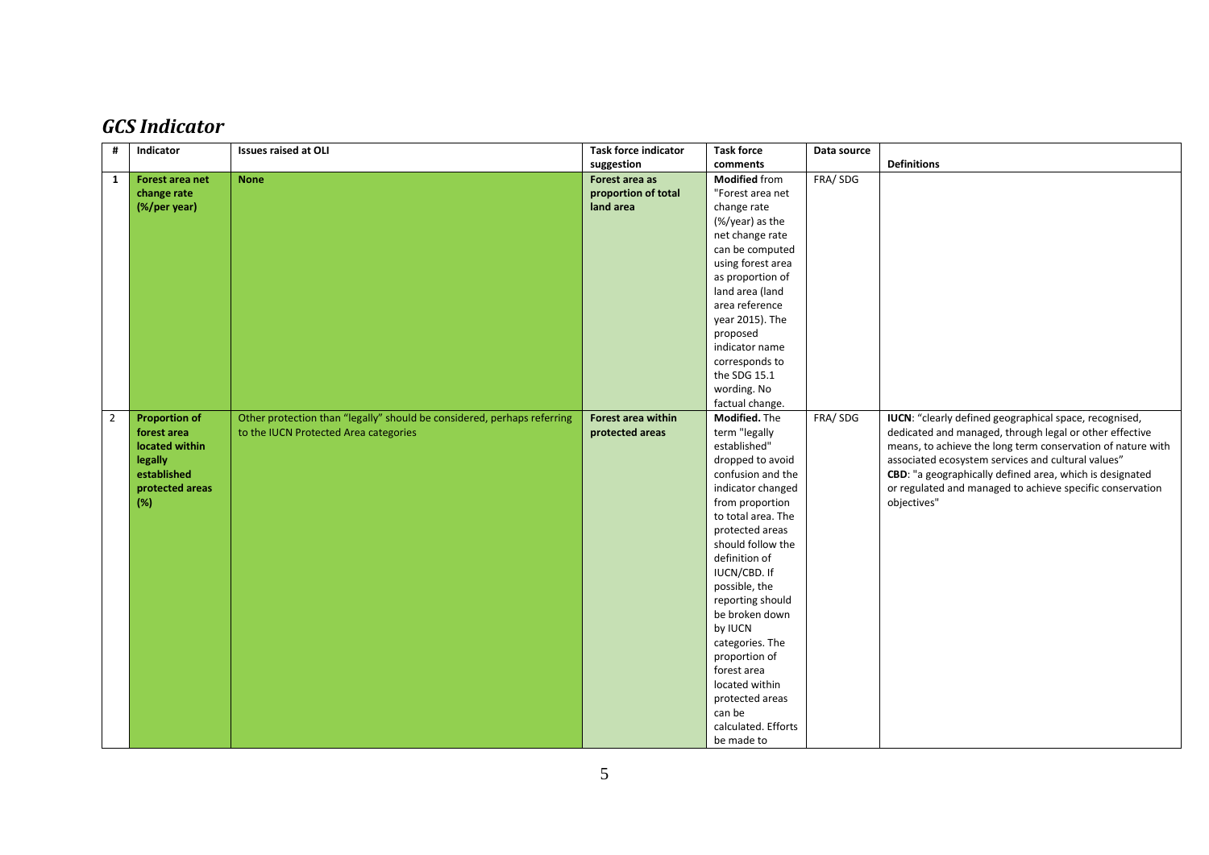## *GCS Indicator*

| # | Indicator | Issues raised at OLI | Task force indicator suggestion | Task force comments | Data source | Definitions |
|---|---|---|---|---|---|---|
| **1** | **Forest area net change rate (%/per year)** | **None** | **Forest area as proportion of total land area** | **Modified** from "Forest area net change rate (%/year) as the net change rate can be computed using forest area as proportion of land area (land area reference year 2015). The proposed indicator name corresponds to the SDG 15.1 wording. No factual change. | FRA/ SDG | |
| 2 | **Proportion of forest area located within legally established protected areas (%)** | Other protection than "legally" should be considered, perhaps referring to the IUCN Protected Area categories | **Forest area within protected areas** | **Modified.** The term "legally established" dropped to avoid confusion and the indicator changed from proportion to total area. The protected areas should follow the definition of IUCN/CBD. If possible, the reporting should be broken down by IUCN categories. The proportion of forest area located within protected areas can be calculated. Efforts be made to | FRA/ SDG | **IUCN**: "clearly defined geographical space, recognised, dedicated and managed, through legal or other effective means, to achieve the long term conservation of nature with associated ecosystem services and cultural values" **CBD**: "a geographically defined area, which is designated or regulated and managed to achieve specific conservation objectives" |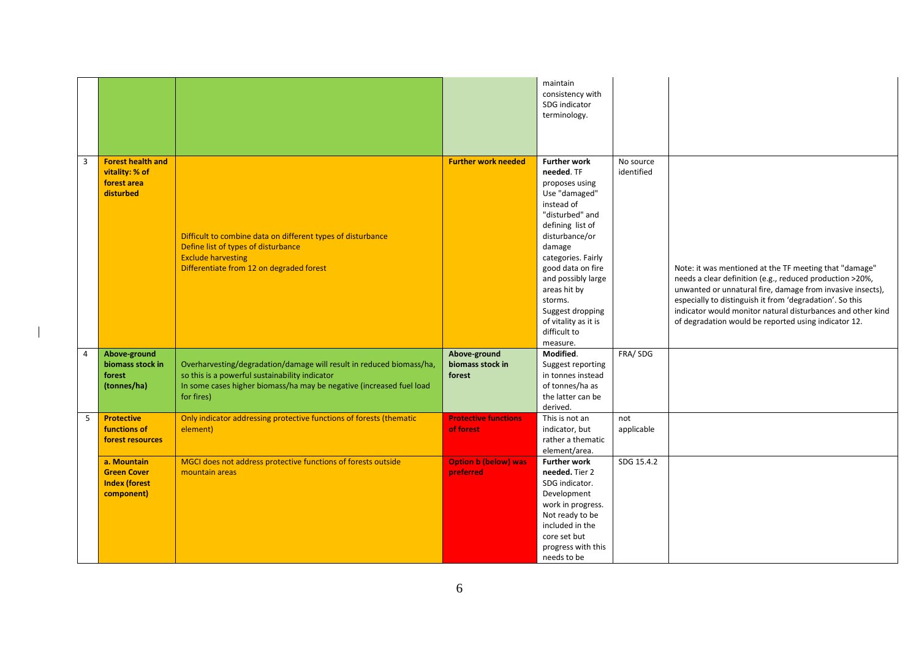| | | | | | | |
|---|---|---|---|---|---|---|
| | | | | maintain consistency with SDG indicator terminology. | | |
| 3 | **Forest health and vitality: % of forest area disturbed** | Difficult to combine data on different types of disturbance<br>Define list of types of disturbance<br>Exclude harvesting<br>Differentiate from 12 on degraded forest | **Further work needed** | **Further work needed**. TF proposes using Use "damaged" instead of "disturbed" and defining list of disturbance/or damage categories. Fairly good data on fire and possibly large areas hit by storms. Suggest dropping of vitality as it is difficult to measure. | No source identified | Note: it was mentioned at the TF meeting that "damage" needs a clear definition (e.g., reduced production >20%, unwanted or unnatural fire, damage from invasive insects), especially to distinguish it from 'degradation'. So this indicator would monitor natural disturbances and other kind of degradation would be reported using indicator 12. |
| 4 | **Above-ground biomass stock in forest (tonnes/ha)** | Overharvesting/degradation/damage will result in reduced biomass/ha, so this is a powerful sustainability indicator<br>In some cases higher biomass/ha may be negative (increased fuel load for fires) | **Above-ground biomass stock in forest** | **Modified**. Suggest reporting in tonnes instead of tonnes/ha as the latter can be derived. | FRA/ SDG | |
| 5 | **Protective functions of forest resources** | Only indicator addressing protective functions of forests (thematic element) | **Protective functions of forest** | This is not an indicator, but rather a thematic element/area. | not applicable | |
| | **a. Mountain Green Cover Index (forest component)** | MGCI does not address protective functions of forests outside mountain areas | **Option b (below) was preferred** | **Further work needed.** Tier 2 SDG indicator. Development work in progress. Not ready to be included in the core set but progress with this needs to be | SDG 15.4.2 | |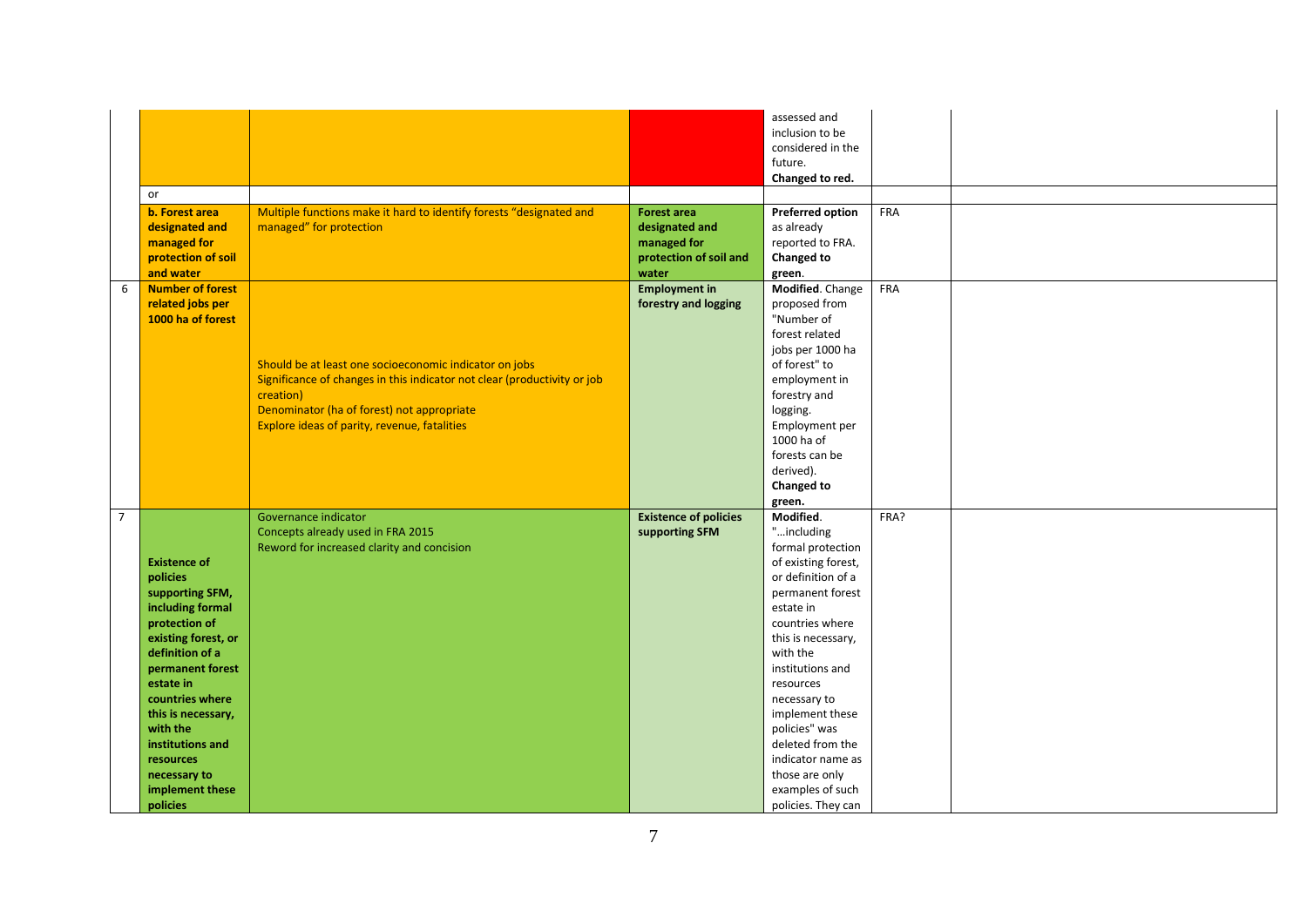| | | | | | | |
|---|---|---|---|---|---|---|
| | | | | assessed and inclusion to be considered in the future. **Changed to red.** | | |
| | or | | | | | |
| | **b. Forest area designated and managed for protection of soil and water** | Multiple functions make it hard to identify forests "designated and managed" for protection | **Forest area designated and managed for protection of soil and water** | **Preferred option** as already reported to FRA. **Changed to green**. | FRA | |
| 6 | **Number of forest related jobs per 1000 ha of forest** | Should be at least one socioeconomic indicator on jobs<br>Significance of changes in this indicator not clear (productivity or job creation)<br>Denominator (ha of forest) not appropriate<br>Explore ideas of parity, revenue, fatalities | **Employment in forestry and logging** | **Modified**. Change proposed from "Number of forest related jobs per 1000 ha of forest" to employment in forestry and logging. Employment per 1000 ha of forests can be derived). **Changed to green.** | FRA | |
| 7 | **Existence of policies supporting SFM, including formal protection of existing forest, or definition of a permanent forest estate in countries where this is necessary, with the institutions and resources necessary to implement these policies** | Governance indicator<br>Concepts already used in FRA 2015<br>Reword for increased clarity and concision | **Existence of policies supporting SFM** | **Modified**. "…including formal protection of existing forest, or definition of a permanent forest estate in countries where this is necessary, with the institutions and resources necessary to implement these policies" was deleted from the indicator name as those are only examples of such policies. They can | FRA? | |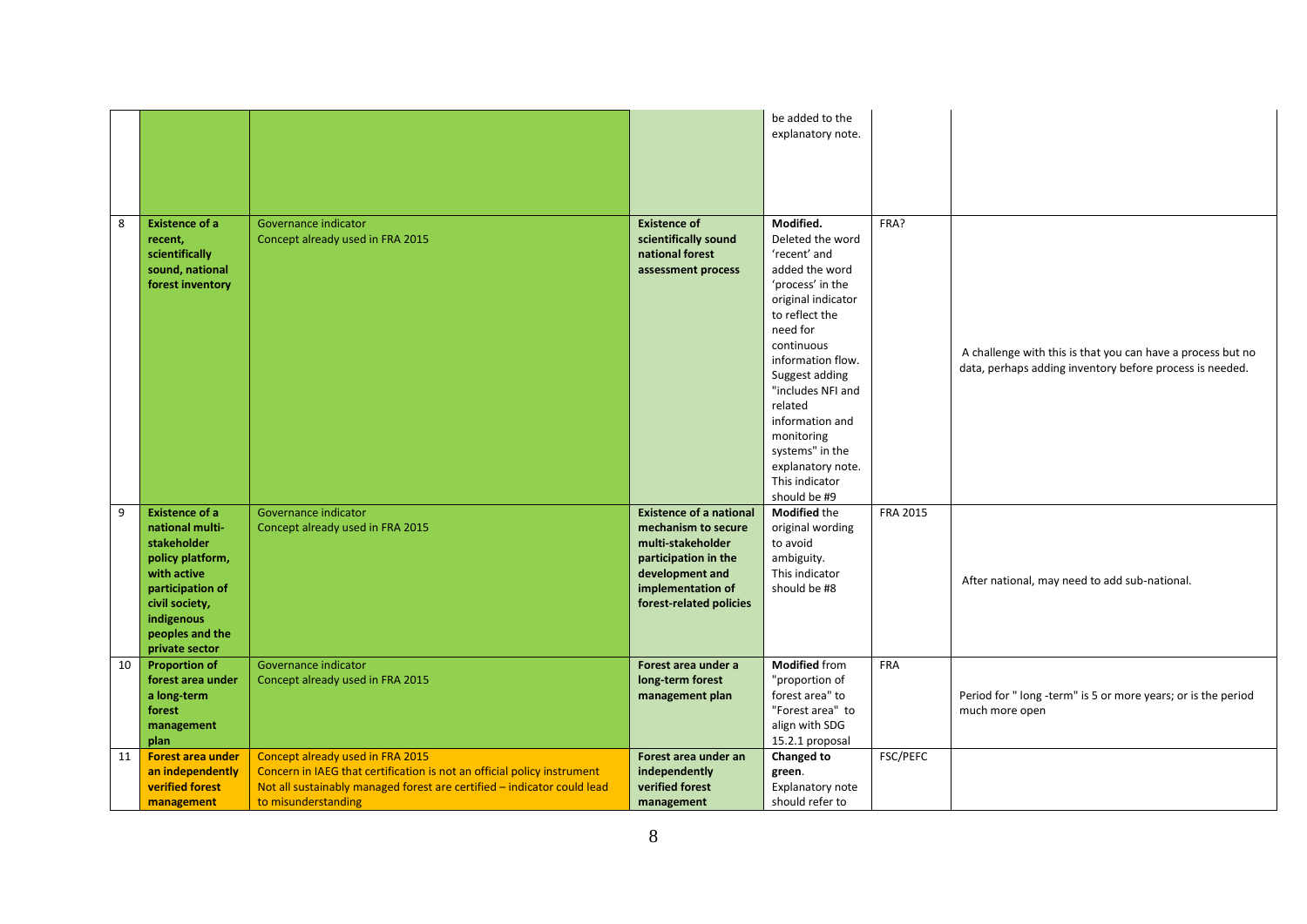| | | | | | | |
|---|---|---|---|---|---|---|
| | | | | be added to the explanatory note. | | |
| 8 | **Existence of a recent, scientifically sound, national forest inventory** | Governance indicator<br>Concept already used in FRA 2015 | **Existence of scientifically sound national forest assessment process** | **Modified.** Deleted the word 'recent' and added the word 'process' in the original indicator to reflect the need for continuous information flow. Suggest adding "includes NFI and related information and monitoring systems" in the explanatory note. This indicator should be #9 | FRA? | A challenge with this is that you can have a process but no data, perhaps adding inventory before process is needed. |
| 9 | **Existence of a national multi-stakeholder policy platform, with active participation of civil society, indigenous peoples and the private sector** | Governance indicator<br>Concept already used in FRA 2015 | **Existence of a national mechanism to secure multi-stakeholder participation in the development and implementation of forest-related policies** | **Modified** the original wording to avoid ambiguity. This indicator should be #8 | FRA 2015 | After national, may need to add sub-national. |
| 10 | **Proportion of forest area under a long-term forest management plan** | Governance indicator<br>Concept already used in FRA 2015 | **Forest area under a long-term forest management plan** | **Modified** from "proportion of forest area" to "Forest area" to align with SDG 15.2.1 proposal | FRA | Period for " long -term" is 5 or more years; or is the period much more open |
| 11 | **Forest area under an independently verified forest management** | Concept already used in FRA 2015<br>Concern in IAEG that certification is not an official policy instrument<br>Not all sustainably managed forest are certified – indicator could lead to misunderstanding | **Forest area under an independently verified forest management** | **Changed to green**. Explanatory note should refer to | FSC/PEFC | |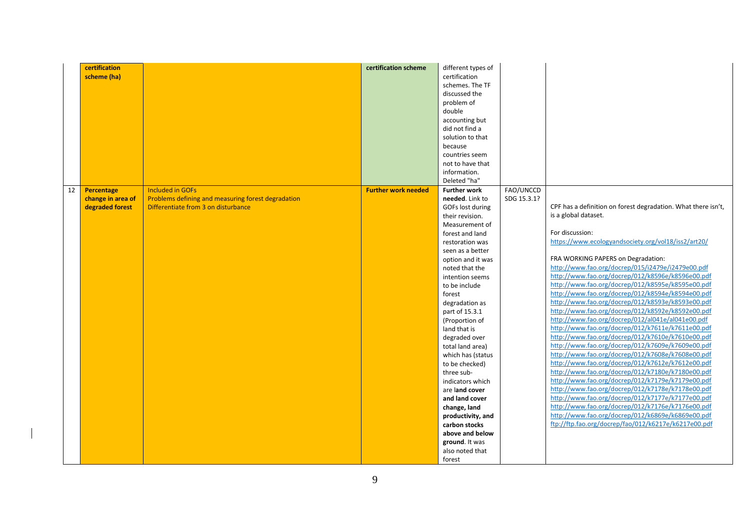| | | | | | | |
|---|---|---|---|---|---|---|
| | **certification scheme (ha)** | | **certification scheme** | different types of certification schemes. The TF discussed the problem of double accounting but did not find a solution to that because countries seem not to have that information. Deleted "ha" | | |
| 12 | **Percentage change in area of degraded forest** | Included in GOFs<br>Problems defining and measuring forest degradation<br>Differentiate from 3 on disturbance | **Further work needed** | **Further work needed**. Link to GOFs lost during their revision. Measurement of forest and land restoration was seen as a better option and it was noted that the intention seems to be include forest degradation as part of 15.3.1 (Proportion of land that is degraded over total land area) which has (status to be checked) three sub-indicators which are l**and cover and land cover change, land productivity, and carbon stocks above and below ground**. It was also noted that forest | FAO/UNCCD SDG 15.3.1? | CPF has a definition on forest degradation. What there isn't, is a global dataset.<br><br>For discussion:<br>https://www.ecologyandsociety.org/vol18/iss2/art20/<br><br>FRA WORKING PAPERS on Degradation:<br>http://www.fao.org/docrep/015/i2479e/i2479e00.pdf<br>http://www.fao.org/docrep/012/k8596e/k8596e00.pdf<br>http://www.fao.org/docrep/012/k8595e/k8595e00.pdf<br>http://www.fao.org/docrep/012/k8594e/k8594e00.pdf<br>http://www.fao.org/docrep/012/k8593e/k8593e00.pdf<br>http://www.fao.org/docrep/012/k8592e/k8592e00.pdf<br>http://www.fao.org/docrep/012/al041e/al041e00.pdf<br>http://www.fao.org/docrep/012/k7611e/k7611e00.pdf<br>http://www.fao.org/docrep/012/k7610e/k7610e00.pdf<br>http://www.fao.org/docrep/012/k7609e/k7609e00.pdf<br>http://www.fao.org/docrep/012/k7608e/k7608e00.pdf<br>http://www.fao.org/docrep/012/k7612e/k7612e00.pdf<br>http://www.fao.org/docrep/012/k7180e/k7180e00.pdf<br>http://www.fao.org/docrep/012/k7179e/k7179e00.pdf<br>http://www.fao.org/docrep/012/k7178e/k7178e00.pdf<br>http://www.fao.org/docrep/012/k7177e/k7177e00.pdf<br>http://www.fao.org/docrep/012/k7176e/k7176e00.pdf<br>http://www.fao.org/docrep/012/k6869e/k6869e00.pdf<br>ftp://ftp.fao.org/docrep/fao/012/k6217e/k6217e00.pdf |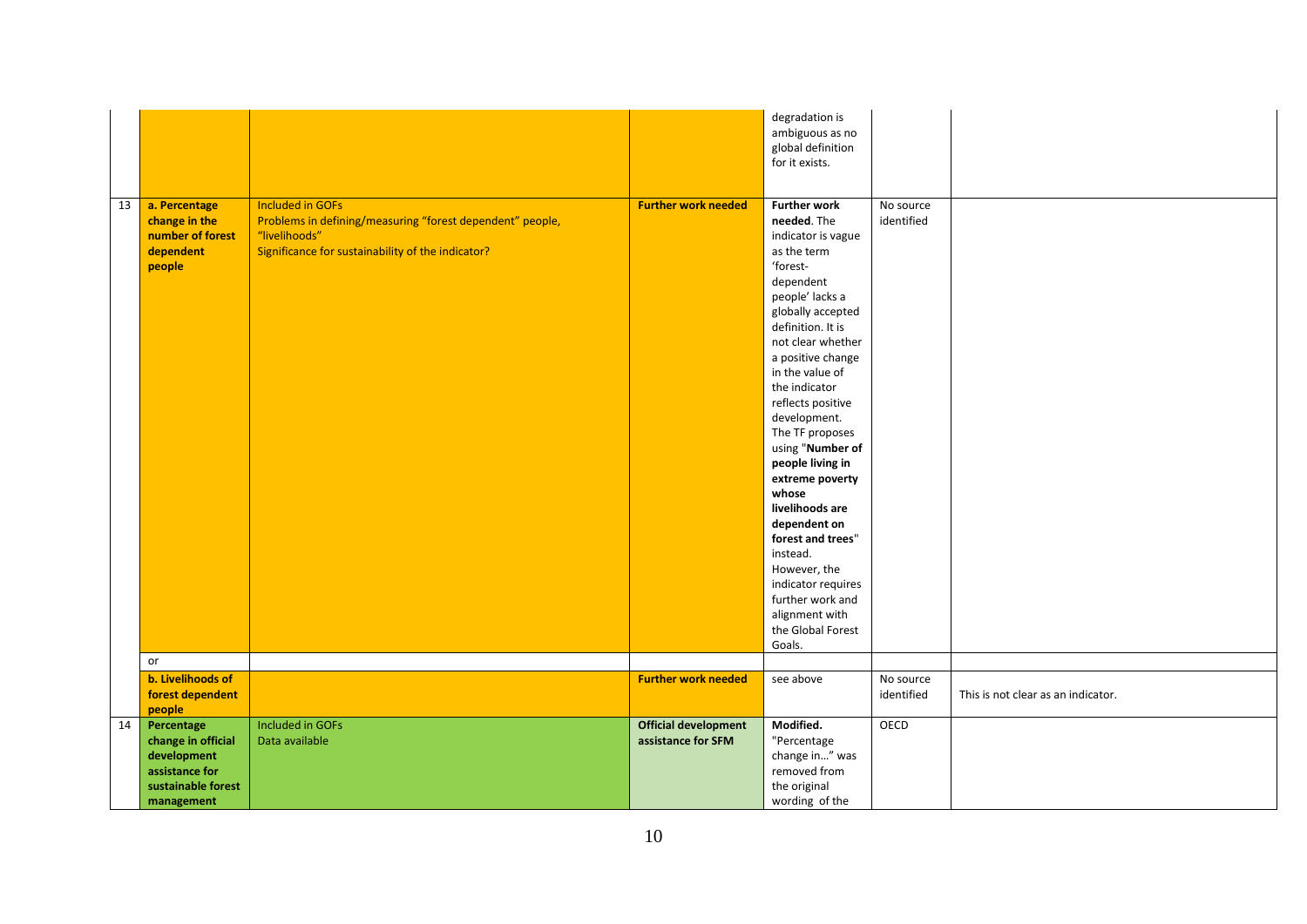| | | | | | | |
|---|---|---|---|---|---|---|
| | | | | degradation is ambiguous as no global definition for it exists. | | |
| 13 | **a. Percentage change in the number of forest dependent people** | Included in GOFs<br>Problems in defining/measuring "forest dependent" people, "livelihoods"<br>Significance for sustainability of the indicator? | **Further work needed** | **Further work needed**. The indicator is vague as the term 'forest-dependent people' lacks a globally accepted definition. It is not clear whether a positive change in the value of the indicator reflects positive development. The TF proposes using "**Number of people living in extreme poverty whose livelihoods are dependent on forest and trees**" instead. However, the indicator requires further work and alignment with the Global Forest Goals. | No source identified | |
| | or | | | | | |
| | **b. Livelihoods of forest dependent people** | | **Further work needed** | see above | No source identified | This is not clear as an indicator. |
| 14 | **Percentage change in official development assistance for sustainable forest management** | Included in GOFs<br>Data available | **Official development assistance for SFM** | **Modified.** "Percentage change in…" was removed from the original wording of the | OECD | |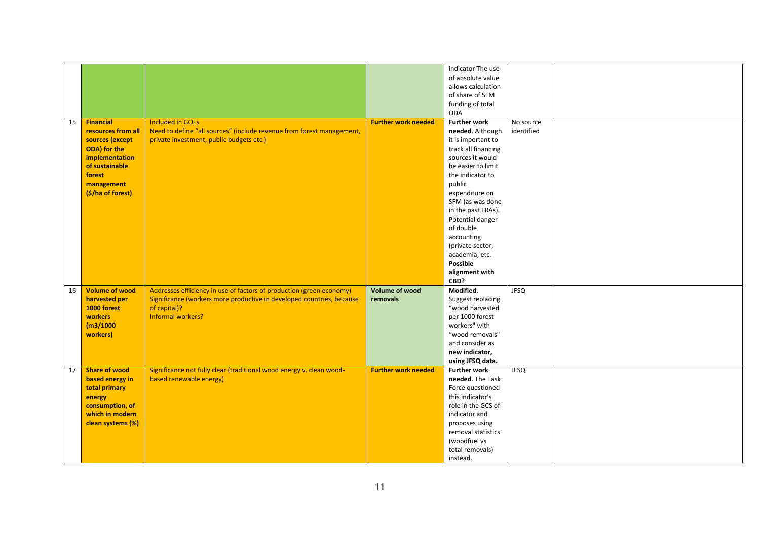| | | | | | | |
|---|---|---|---|---|---|---|
| | | | | indicator The use of absolute value allows calculation of share of SFM funding of total ODA | | |
| 15 | **Financial resources from all sources (except ODA) for the implementation of sustainable forest management ($/ha of forest)** | Included in GOFs<br>Need to define "all sources" (include revenue from forest management, private investment, public budgets etc.) | **Further work needed** | **Further work needed**. Although it is important to track all financing sources it would be easier to limit the indicator to public expenditure on SFM (as was done in the past FRAs). Potential danger of double accounting (private sector, academia, etc. **Possible alignment with CBD?** | No source identified | |
| 16 | **Volume of wood harvested per 1000 forest workers (m3/1000 workers)** | Addresses efficiency in use of factors of production (green economy)<br>Significance (workers more productive in developed countries, because of capital)?<br>Informal workers? | **Volume of wood removals** | **Modified.** Suggest replacing "wood harvested per 1000 forest workers" with "wood removals" and consider as **new indicator, using JFSQ data.** | JFSQ | |
| 17 | **Share of wood based energy in total primary energy consumption, of which in modern clean systems (%)** | Significance not fully clear (traditional wood energy v. clean wood-based renewable energy) | **Further work needed** | **Further work needed**. The Task Force questioned this indicator's role in the GCS of indicator and proposes using removal statistics (woodfuel vs total removals) instead. | JFSQ | |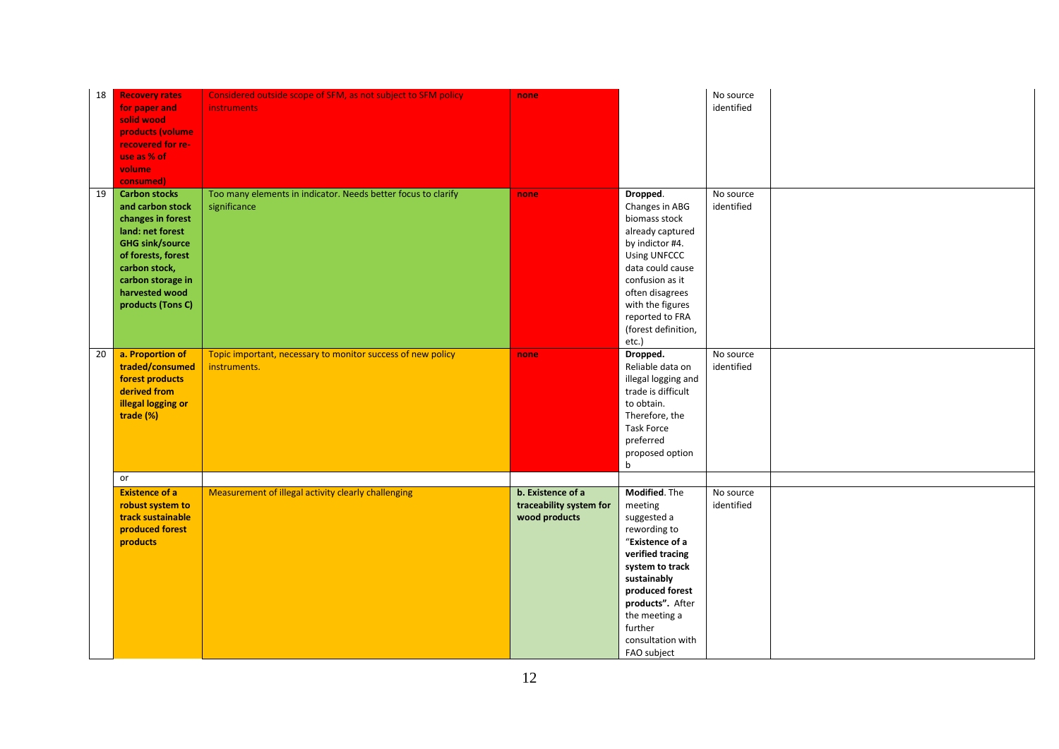| | | | | | | |
|---|---|---|---|---|---|---|
| 18 | **Recovery rates for paper and solid wood products (volume recovered for re-use as % of volume consumed)** | Considered outside scope of SFM, as not subject to SFM policy instruments | **none** | | No source identified | |
| 19 | **Carbon stocks and carbon stock changes in forest land: net forest GHG sink/source of forests, forest carbon stock, carbon storage in harvested wood products (Tons C)** | Too many elements in indicator. Needs better focus to clarify significance | **none** | **Dropped**. Changes in ABG biomass stock already captured by indictor #4. Using UNFCCC data could cause confusion as it often disagrees with the figures reported to FRA (forest definition, etc.) | No source identified | |
| 20 | **a. Proportion of traded/consumed forest products derived from illegal logging or trade (%)** | Topic important, necessary to monitor success of new policy instruments. | **none** | **Dropped.** Reliable data on illegal logging and trade is difficult to obtain. Therefore, the Task Force preferred proposed option b | No source identified | |
| | or | | | | | |
| | **Existence of a robust system to track sustainable produced forest products** | Measurement of illegal activity clearly challenging | **b. Existence of a traceability system for wood products** | **Modified**. The meeting suggested a rewording to "**Existence of a verified tracing system to track sustainably produced forest products".** After the meeting a further consultation with FAO subject | No source identified | |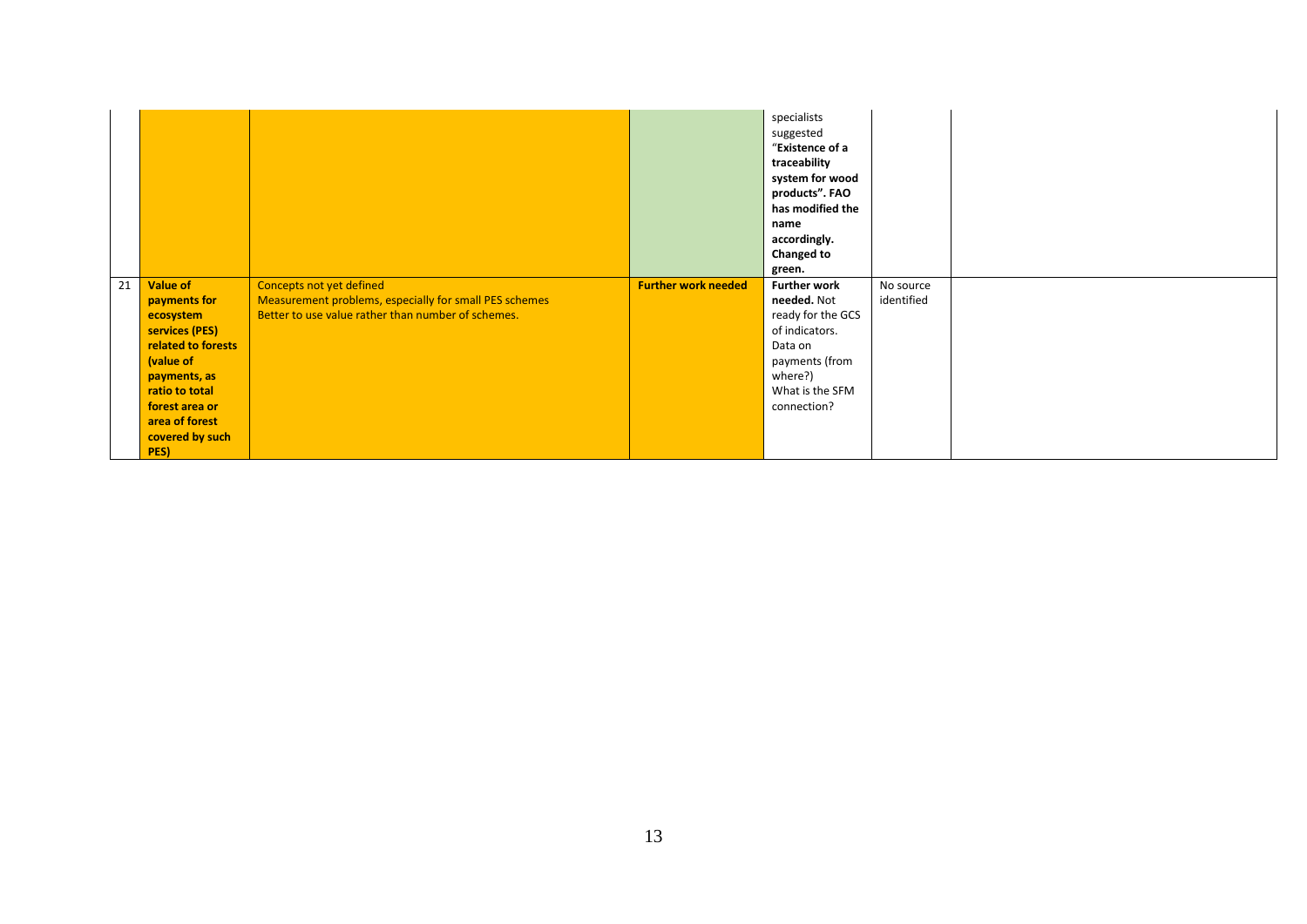| | | | | | | |
|---|---|---|---|---|---|---|
| | | | | specialists suggested "**Existence of a traceability system for wood products". FAO has modified the name accordingly. Changed to green.** | | |
| 21 | **Value of payments for ecosystem services (PES) related to forests (value of payments, as ratio to total forest area or area of forest covered by such PES)** | Concepts not yet defined<br>Measurement problems, especially for small PES schemes<br>Better to use value rather than number of schemes. | **Further work needed** | **Further work needed.** Not ready for the GCS of indicators. Data on payments (from where?) What is the SFM connection? | No source identified | |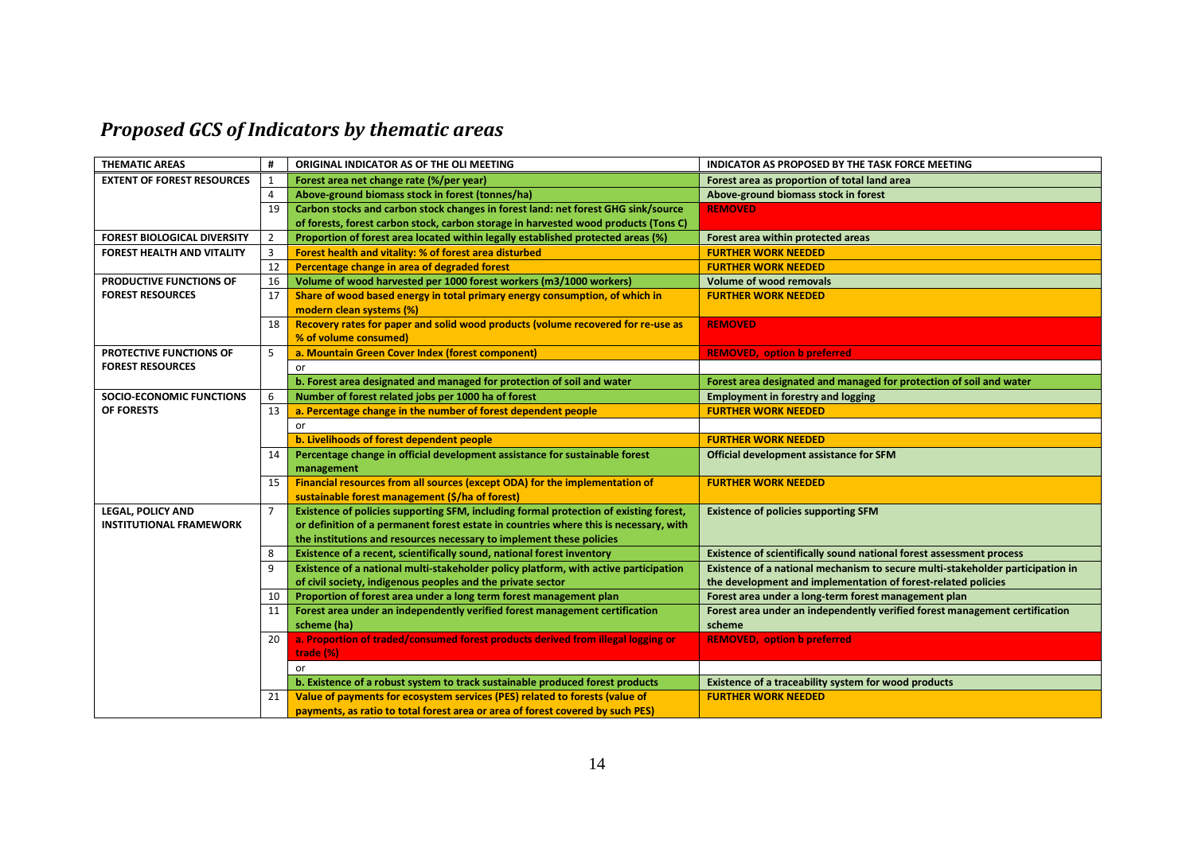## *Proposed GCS of Indicators by thematic areas*

| THEMATIC AREAS | # | ORIGINAL INDICATOR AS OF THE OLI MEETING | INDICATOR AS PROPOSED BY THE TASK FORCE MEETING |
|---|---|---|---|
| EXTENT OF FOREST RESOURCES | 1 | Forest area net change rate (%/per year) | Forest area as proportion of total land area |
| | 4 | Above-ground biomass stock in forest (tonnes/ha) | Above-ground biomass stock in forest |
| | 19 | Carbon stocks and carbon stock changes in forest land: net forest GHG sink/source of forests, forest carbon stock, carbon storage in harvested wood products (Tons C) | REMOVED |
| FOREST BIOLOGICAL DIVERSITY | 2 | Proportion of forest area located within legally established protected areas (%) | Forest area within protected areas |
| FOREST HEALTH AND VITALITY | 3 | Forest health and vitality: % of forest area disturbed | FURTHER WORK NEEDED |
| | 12 | Percentage change in area of degraded forest | FURTHER WORK NEEDED |
| PRODUCTIVE FUNCTIONS OF FOREST RESOURCES | 16 | Volume of wood harvested per 1000 forest workers (m3/1000 workers) | Volume of wood removals |
| | 17 | Share of wood based energy in total primary energy consumption, of which in modern clean systems (%) | FURTHER WORK NEEDED |
| | 18 | Recovery rates for paper and solid wood products (volume recovered for re-use as % of volume consumed) | REMOVED |
| PROTECTIVE FUNCTIONS OF FOREST RESOURCES | 5 | a. Mountain Green Cover Index (forest component) | REMOVED, option b preferred |
| | | or | |
| | | b. Forest area designated and managed for protection of soil and water | Forest area designated and managed for protection of soil and water |
| SOCIO-ECONOMIC FUNCTIONS OF FORESTS | 6 | Number of forest related jobs per 1000 ha of forest | Employment in forestry and logging |
| | 13 | a. Percentage change in the number of forest dependent people | FURTHER WORK NEEDED |
| | | or | |
| | | b. Livelihoods of forest dependent people | FURTHER WORK NEEDED |
| | 14 | Percentage change in official development assistance for sustainable forest management | Official development assistance for SFM |
| | 15 | Financial resources from all sources (except ODA) for the implementation of sustainable forest management ($/ha of forest) | FURTHER WORK NEEDED |
| LEGAL, POLICY AND INSTITUTIONAL FRAMEWORK | 7 | Existence of policies supporting SFM, including formal protection of existing forest, or definition of a permanent forest estate in countries where this is necessary, with the institutions and resources necessary to implement these policies | Existence of policies supporting SFM |
| | 8 | Existence of a recent, scientifically sound, national forest inventory | Existence of scientifically sound national forest assessment process |
| | 9 | Existence of a national multi-stakeholder policy platform, with active participation of civil society, indigenous peoples and the private sector | Existence of a national mechanism to secure multi-stakeholder participation in the development and implementation of forest-related policies |
| | 10 | Proportion of forest area under a long term forest management plan | Forest area under a long-term forest management plan |
| | 11 | Forest area under an independently verified forest management certification scheme (ha) | Forest area under an independently verified forest management certification scheme |
| | 20 | a. Proportion of traded/consumed forest products derived from illegal logging or trade (%) | REMOVED, option b preferred |
| | | or | |
| | | b. Existence of a robust system to track sustainable produced forest products | Existence of a traceability system for wood products |
| | 21 | Value of payments for ecosystem services (PES) related to forests (value of payments, as ratio to total forest area or area of forest covered by such PES) | FURTHER WORK NEEDED |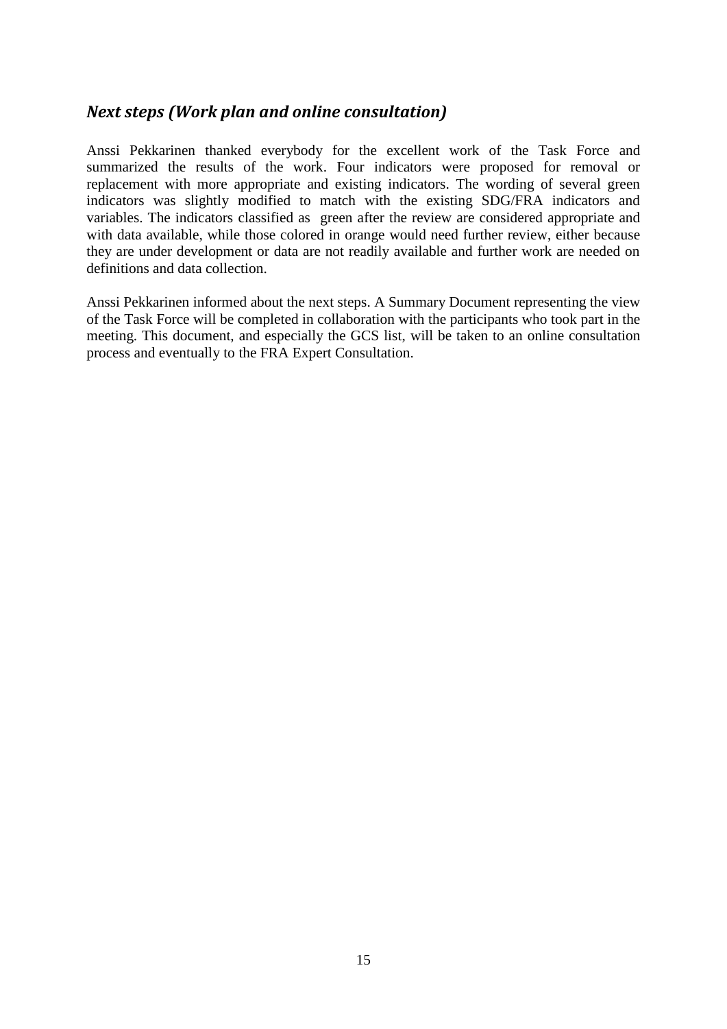## *Next steps (Work plan and online consultation)*

Anssi Pekkarinen thanked everybody for the excellent work of the Task Force and summarized the results of the work. Four indicators were proposed for removal or replacement with more appropriate and existing indicators. The wording of several green indicators was slightly modified to match with the existing SDG/FRA indicators and variables. The indicators classified as green after the review are considered appropriate and with data available, while those colored in orange would need further review, either because they are under development or data are not readily available and further work are needed on definitions and data collection.

Anssi Pekkarinen informed about the next steps. A Summary Document representing the view of the Task Force will be completed in collaboration with the participants who took part in the meeting. This document, and especially the GCS list, will be taken to an online consultation process and eventually to the FRA Expert Consultation.